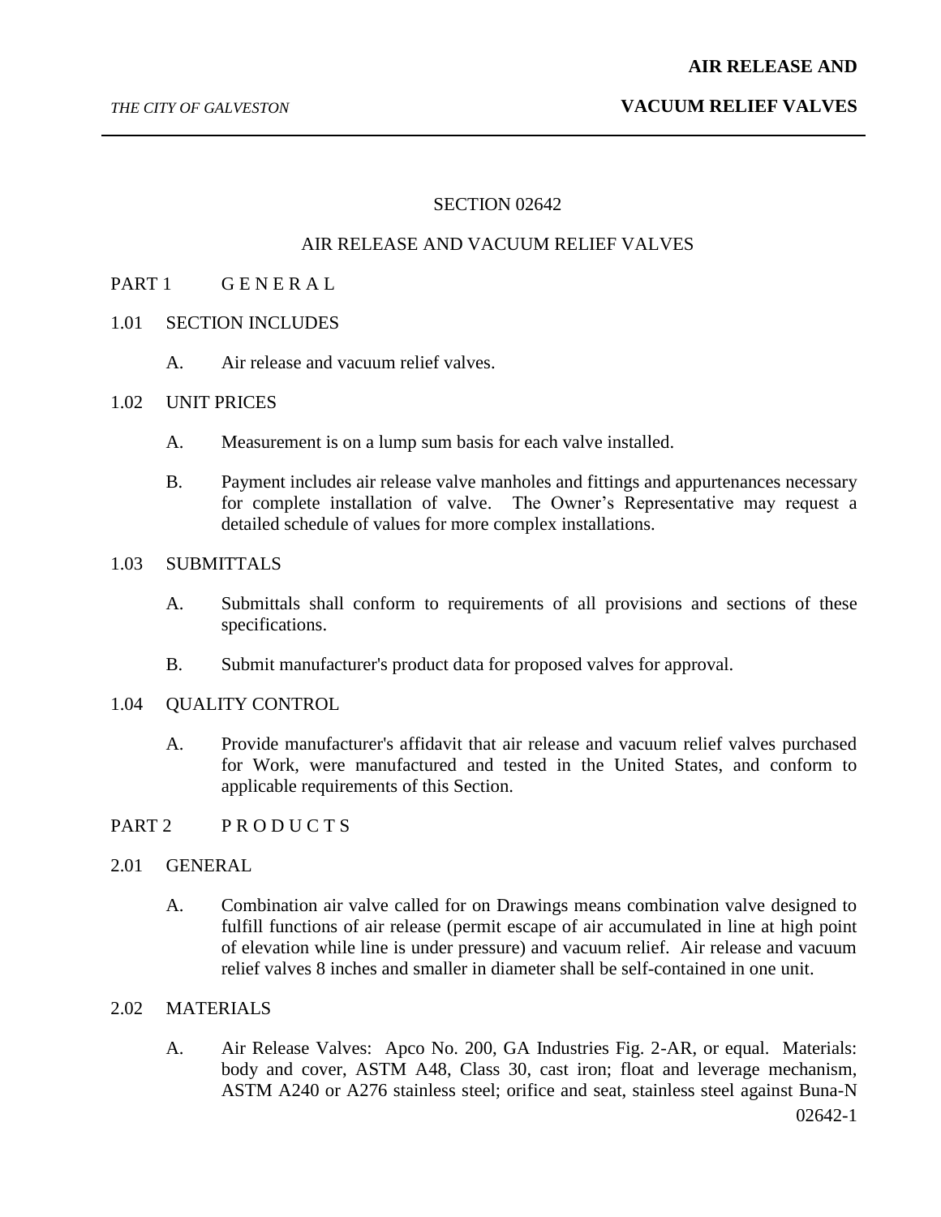# SECTION 02642

## AIR RELEASE AND VACUUM RELIEF VALVES

## PART 1 G E N E R A L

### 1.01 SECTION INCLUDES

A. Air release and vacuum relief valves.

### 1.02 UNIT PRICES

A. Measurement is on a lump sum basis for each valve installed.

B. Payment includes air release valve manholes and fittings and appurtenances necessary for complete installation of valve. The Owner's Representative may request a detailed schedule of values for more complex installations.

### 1.03 SUBMITTALS

A. Submittals shall conform to requirements of all provisions and sections of these specifications.

B. Submit manufacturer's product data for proposed valves for approval.

### 1.04 QUALITY CONTROL

A. Provide manufacturer's affidavit that air release and vacuum relief valves purchased for Work, were manufactured and tested in the United States, and conform to applicable requirements of this Section.

## PART 2 P R O D U C T S

### 2.01 GENERAL

A. Combination air valve called for on Drawings means combination valve designed to fulfill functions of air release (permit escape of air accumulated in line at high point of elevation while line is under pressure) and vacuum relief. Air release and vacuum relief valves 8 inches and smaller in diameter shall be self-contained in one unit.

### 2.02 MATERIALS

A. Air Release Valves: Apco No. 200, GA Industries Fig. 2-AR, or equal. Materials: body and cover, ASTM A48, Class 30, cast iron; float and leverage mechanism, ASTM A240 or A276 stainless steel; orifice and seat, stainless steel against Buna-N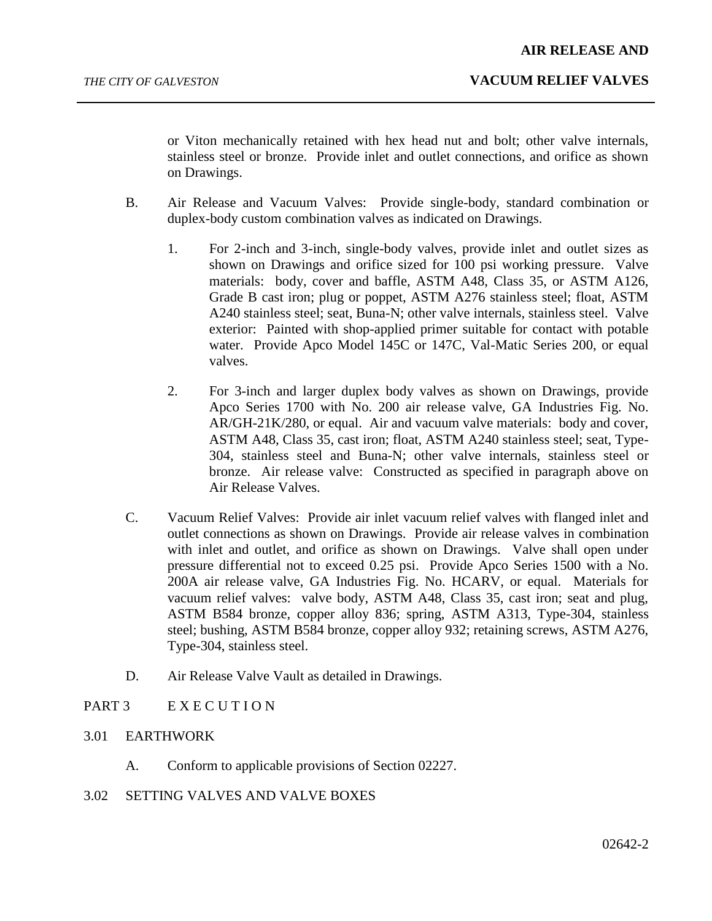or Viton mechanically retained with hex head nut and bolt; other valve internals, stainless steel or bronze. Provide inlet and outlet connections, and orifice as shown on Drawings.

B. Air Release and Vacuum Valves: Provide single-body, standard combination or duplex-body custom combination valves as indicated on Drawings.

1. For 2-inch and 3-inch, single-body valves, provide inlet and outlet sizes as shown on Drawings and orifice sized for 100 psi working pressure. Valve materials: body, cover and baffle, ASTM A48, Class 35, or ASTM A126, Grade B cast iron; plug or poppet, ASTM A276 stainless steel; float, ASTM A240 stainless steel; seat, Buna-N; other valve internals, stainless steel. Valve exterior: Painted with shop-applied primer suitable for contact with potable water. Provide Apco Model 145C or 147C, Val-Matic Series 200, or equal valves.

2. For 3-inch and larger duplex body valves as shown on Drawings, provide Apco Series 1700 with No. 200 air release valve, GA Industries Fig. No. AR/GH-21K/280, or equal. Air and vacuum valve materials: body and cover, ASTM A48, Class 35, cast iron; float, ASTM A240 stainless steel; seat, Type-304, stainless steel and Buna-N; other valve internals, stainless steel or bronze. Air release valve: Constructed as specified in paragraph above on Air Release Valves.

C. Vacuum Relief Valves: Provide air inlet vacuum relief valves with flanged inlet and outlet connections as shown on Drawings. Provide air release valves in combination with inlet and outlet, and orifice as shown on Drawings. Valve shall open under pressure differential not to exceed 0.25 psi. Provide Apco Series 1500 with a No. 200A air release valve, GA Industries Fig. No. HCARV, or equal. Materials for vacuum relief valves: valve body, ASTM A48, Class 35, cast iron; seat and plug, ASTM B584 bronze, copper alloy 836; spring, ASTM A313, Type-304, stainless steel; bushing, ASTM B584 bronze, copper alloy 932; retaining screws, ASTM A276, Type-304, stainless steel.

D. Air Release Valve Vault as detailed in Drawings.

## PART 3 E X E C U T I O N

### 3.01 EARTHWORK

A. Conform to applicable provisions of Section 02227.

### 3.02 SETTING VALVES AND VALVE BOXES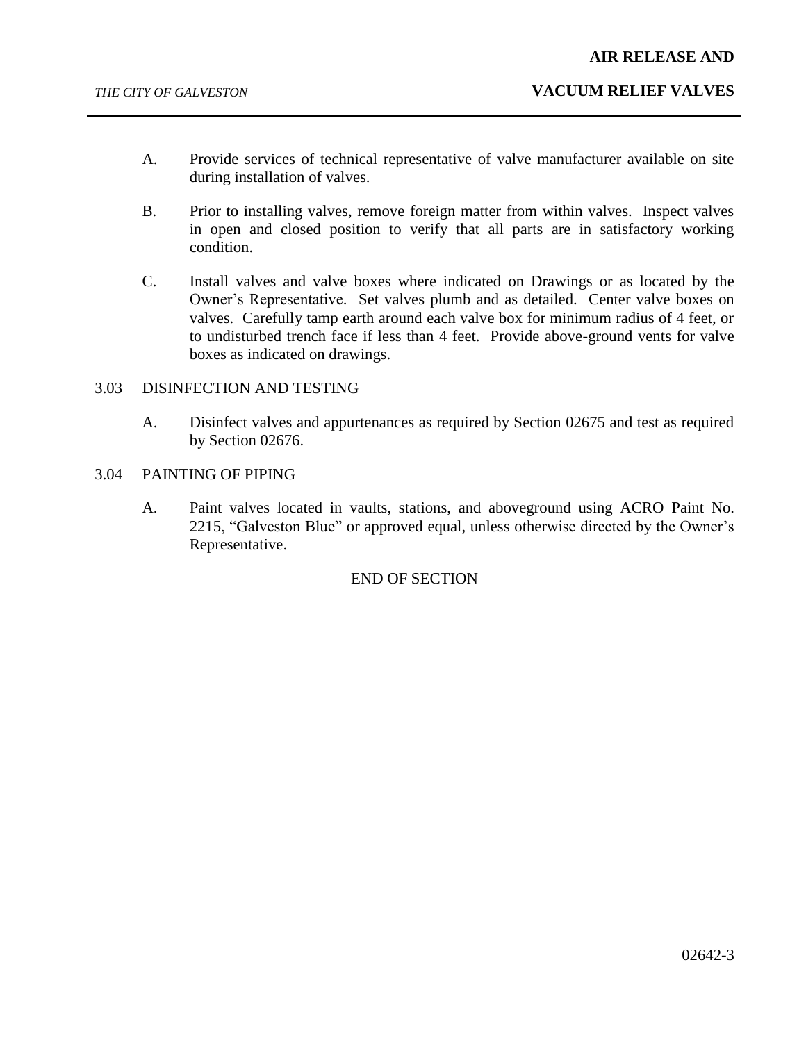A. Provide services of technical representative of valve manufacturer available on site during installation of valves.

B. Prior to installing valves, remove foreign matter from within valves. Inspect valves in open and closed position to verify that all parts are in satisfactory working condition.

C. Install valves and valve boxes where indicated on Drawings or as located by the Owner's Representative. Set valves plumb and as detailed. Center valve boxes on valves. Carefully tamp earth around each valve box for minimum radius of 4 feet, or to undisturbed trench face if less than 4 feet. Provide above-ground vents for valve boxes as indicated on drawings.

## 3.03 DISINFECTION AND TESTING

A. Disinfect valves and appurtenances as required by Section 02675 and test as required by Section 02676.

## 3.04 PAINTING OF PIPING

A. Paint valves located in vaults, stations, and aboveground using ACRO Paint No. 2215, "Galveston Blue" or approved equal, unless otherwise directed by the Owner's Representative.

END OF SECTION